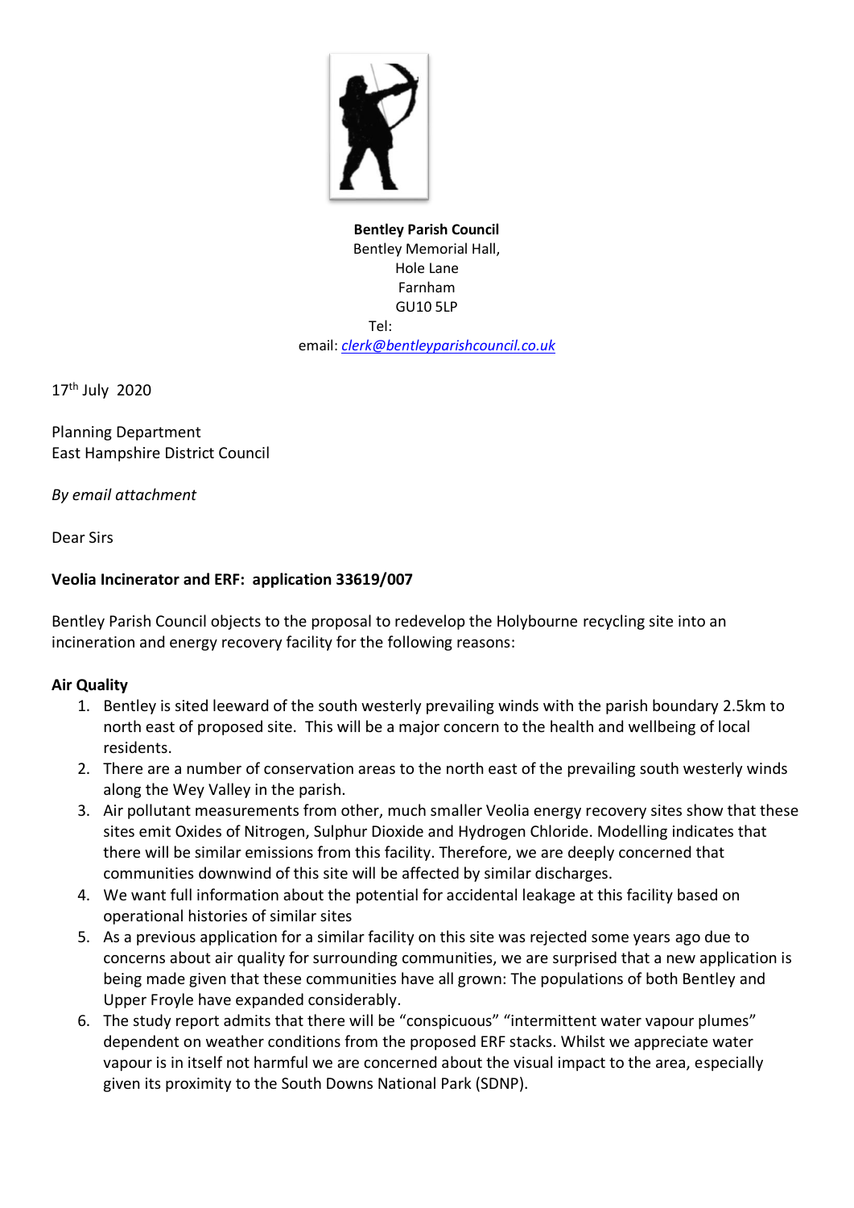**Bentley Parish Council**
Bentley Memorial Hall,
Hole Lane
Farnham
GU10 5LP
Tel:
email: *clerk@bentleyparishcouncil.co.uk*

17th July 2020

Planning Department
East Hampshire District Council

*By email attachment*

Dear Sirs

**Veolia Incinerator and ERF: application 33619/007**

Bentley Parish Council objects to the proposal to redevelop the Holybourne recycling site into an incineration and energy recovery facility for the following reasons:

**Air Quality**

1. Bentley is sited leeward of the south westerly prevailing winds with the parish boundary 2.5km to north east of proposed site. This will be a major concern to the health and wellbeing of local residents.
2. There are a number of conservation areas to the north east of the prevailing south westerly winds along the Wey Valley in the parish.
3. Air pollutant measurements from other, much smaller Veolia energy recovery sites show that these sites emit Oxides of Nitrogen, Sulphur Dioxide and Hydrogen Chloride. Modelling indicates that there will be similar emissions from this facility. Therefore, we are deeply concerned that communities downwind of this site will be affected by similar discharges.
4. We want full information about the potential for accidental leakage at this facility based on operational histories of similar sites
5. As a previous application for a similar facility on this site was rejected some years ago due to concerns about air quality for surrounding communities, we are surprised that a new application is being made given that these communities have all grown: The populations of both Bentley and Upper Froyle have expanded considerably.
6. The study report admits that there will be "conspicuous" "intermittent water vapour plumes" dependent on weather conditions from the proposed ERF stacks. Whilst we appreciate water vapour is in itself not harmful we are concerned about the visual impact to the area, especially given its proximity to the South Downs National Park (SDNP).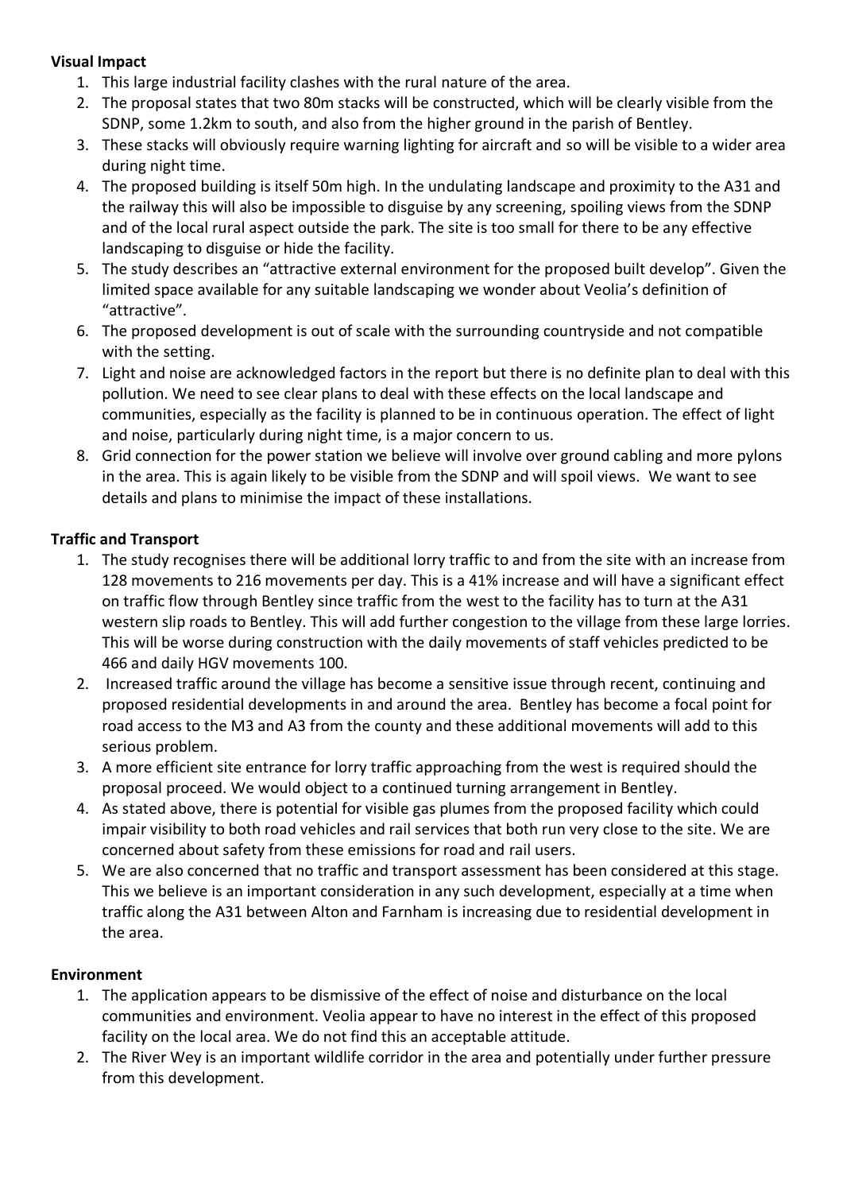**Visual Impact**

1. This large industrial facility clashes with the rural nature of the area.
2. The proposal states that two 80m stacks will be constructed, which will be clearly visible from the SDNP, some 1.2km to south, and also from the higher ground in the parish of Bentley.
3. These stacks will obviously require warning lighting for aircraft and so will be visible to a wider area during night time.
4. The proposed building is itself 50m high. In the undulating landscape and proximity to the A31 and the railway this will also be impossible to disguise by any screening, spoiling views from the SDNP and of the local rural aspect outside the park. The site is too small for there to be any effective landscaping to disguise or hide the facility.
5. The study describes an "attractive external environment for the proposed built develop". Given the limited space available for any suitable landscaping we wonder about Veolia's definition of "attractive".
6. The proposed development is out of scale with the surrounding countryside and not compatible with the setting.
7. Light and noise are acknowledged factors in the report but there is no definite plan to deal with this pollution. We need to see clear plans to deal with these effects on the local landscape and communities, especially as the facility is planned to be in continuous operation. The effect of light and noise, particularly during night time, is a major concern to us.
8. Grid connection for the power station we believe will involve over ground cabling and more pylons in the area. This is again likely to be visible from the SDNP and will spoil views. We want to see details and plans to minimise the impact of these installations.

**Traffic and Transport**

1. The study recognises there will be additional lorry traffic to and from the site with an increase from 128 movements to 216 movements per day. This is a 41% increase and will have a significant effect on traffic flow through Bentley since traffic from the west to the facility has to turn at the A31 western slip roads to Bentley. This will add further congestion to the village from these large lorries. This will be worse during construction with the daily movements of staff vehicles predicted to be 466 and daily HGV movements 100.
2. Increased traffic around the village has become a sensitive issue through recent, continuing and proposed residential developments in and around the area. Bentley has become a focal point for road access to the M3 and A3 from the county and these additional movements will add to this serious problem.
3. A more efficient site entrance for lorry traffic approaching from the west is required should the proposal proceed. We would object to a continued turning arrangement in Bentley.
4. As stated above, there is potential for visible gas plumes from the proposed facility which could impair visibility to both road vehicles and rail services that both run very close to the site. We are concerned about safety from these emissions for road and rail users.
5. We are also concerned that no traffic and transport assessment has been considered at this stage. This we believe is an important consideration in any such development, especially at a time when traffic along the A31 between Alton and Farnham is increasing due to residential development in the area.

**Environment**

1. The application appears to be dismissive of the effect of noise and disturbance on the local communities and environment. Veolia appear to have no interest in the effect of this proposed facility on the local area. We do not find this an acceptable attitude.
2. The River Wey is an important wildlife corridor in the area and potentially under further pressure from this development.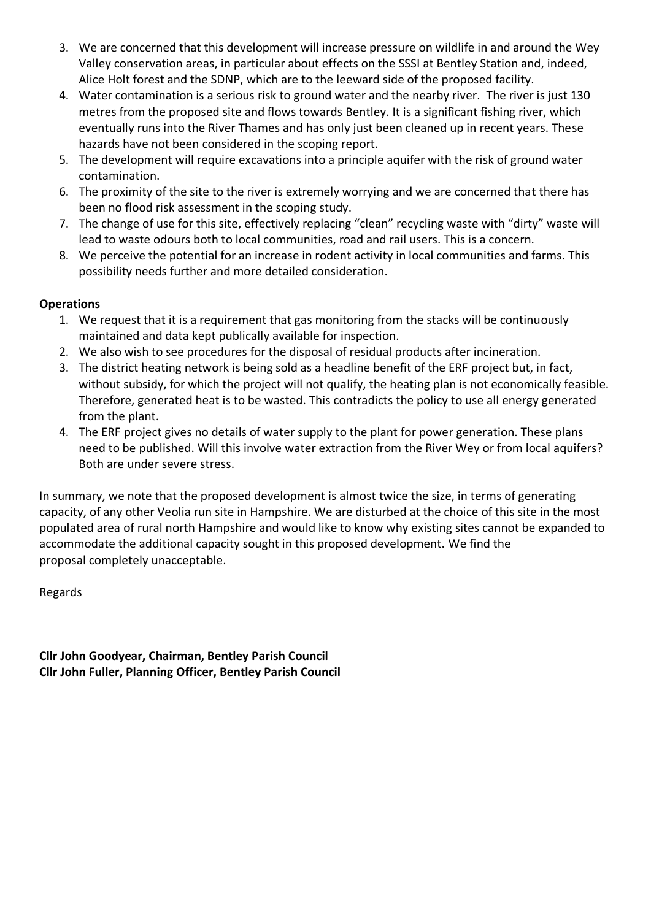3. We are concerned that this development will increase pressure on wildlife in and around the Wey Valley conservation areas, in particular about effects on the SSSI at Bentley Station and, indeed, Alice Holt forest and the SDNP, which are to the leeward side of the proposed facility.
4. Water contamination is a serious risk to ground water and the nearby river. The river is just 130 metres from the proposed site and flows towards Bentley. It is a significant fishing river, which eventually runs into the River Thames and has only just been cleaned up in recent years. These hazards have not been considered in the scoping report.
5. The development will require excavations into a principle aquifer with the risk of ground water contamination.
6. The proximity of the site to the river is extremely worrying and we are concerned that there has been no flood risk assessment in the scoping study.
7. The change of use for this site, effectively replacing "clean" recycling waste with "dirty" waste will lead to waste odours both to local communities, road and rail users. This is a concern.
8. We perceive the potential for an increase in rodent activity in local communities and farms. This possibility needs further and more detailed consideration.

**Operations**

1. We request that it is a requirement that gas monitoring from the stacks will be continuously maintained and data kept publically available for inspection.
2. We also wish to see procedures for the disposal of residual products after incineration.
3. The district heating network is being sold as a headline benefit of the ERF project but, in fact, without subsidy, for which the project will not qualify, the heating plan is not economically feasible. Therefore, generated heat is to be wasted. This contradicts the policy to use all energy generated from the plant.
4. The ERF project gives no details of water supply to the plant for power generation. These plans need to be published. Will this involve water extraction from the River Wey or from local aquifers? Both are under severe stress.

In summary, we note that the proposed development is almost twice the size, in terms of generating capacity, of any other Veolia run site in Hampshire. We are disturbed at the choice of this site in the most populated area of rural north Hampshire and would like to know why existing sites cannot be expanded to accommodate the additional capacity sought in this proposed development. We find the proposal completely unacceptable.

Regards

**Cllr John Goodyear, Chairman, Bentley Parish Council**
**Cllr John Fuller, Planning Officer, Bentley Parish Council**